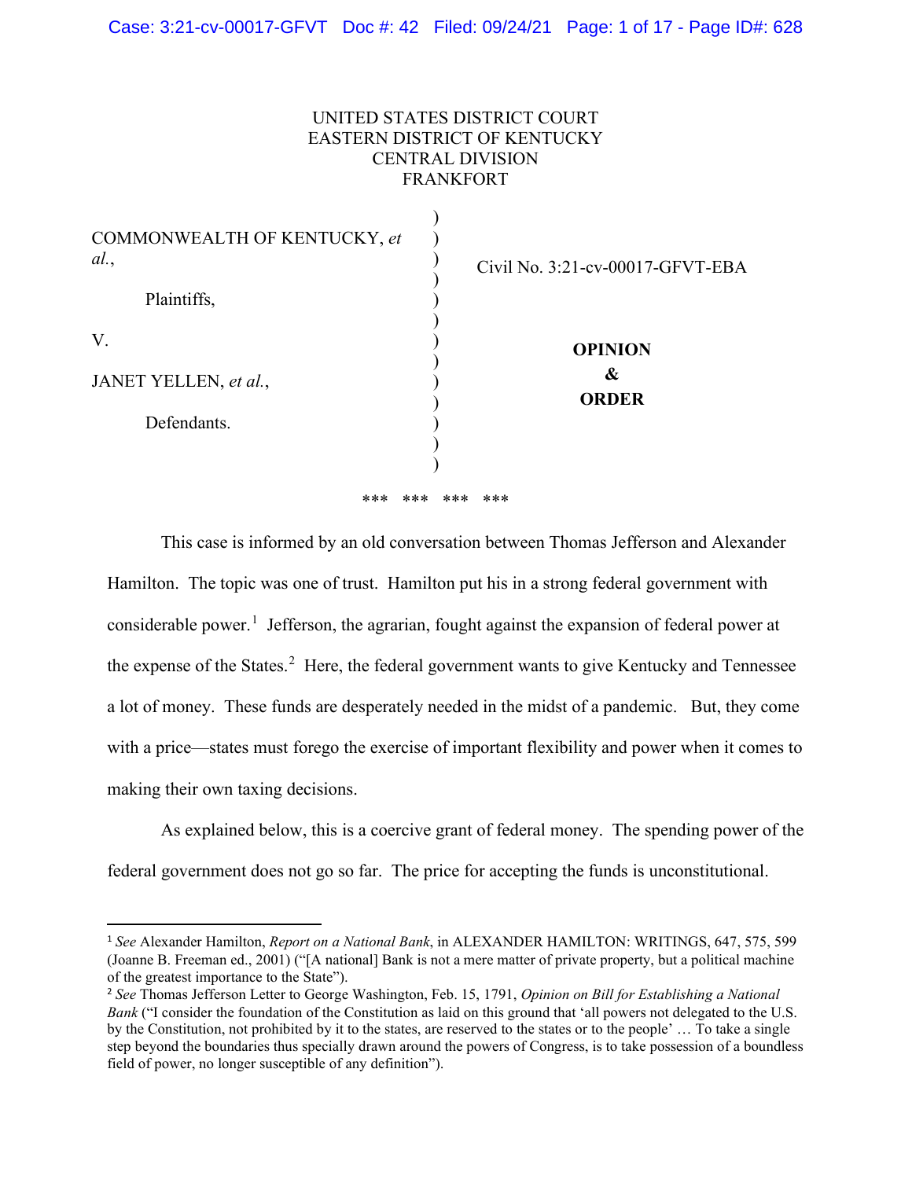UNITED STATES DISTRICT COURT
EASTERN DISTRICT OF KENTUCKY
CENTRAL DIVISION
FRANKFORT

COMMONWEALTH OF KENTUCKY, *et al.*,

Plaintiffs,

V.

JANET YELLEN, *et al.*,

Defendants.

Civil No. 3:21-cv-00017-GFVT-EBA

**OPINION**
**&**
**ORDER**

*** *** *** ***

This case is informed by an old conversation between Thomas Jefferson and Alexander Hamilton. The topic was one of trust. Hamilton put his in a strong federal government with considerable power.[1] Jefferson, the agrarian, fought against the expansion of federal power at the expense of the States.[2] Here, the federal government wants to give Kentucky and Tennessee a lot of money. These funds are desperately needed in the midst of a pandemic. But, they come with a price—states must forego the exercise of important flexibility and power when it comes to making their own taxing decisions.

As explained below, this is a coercive grant of federal money. The spending power of the federal government does not go so far. The price for accepting the funds is unconstitutional.

---

[1] *See* Alexander Hamilton, *Report on a National Bank*, in ALEXANDER HAMILTON: WRITINGS, 647, 575, 599 (Joanne B. Freeman ed., 2001) ("[A national] Bank is not a mere matter of private property, but a political machine of the greatest importance to the State").

[2] *See* Thomas Jefferson Letter to George Washington, Feb. 15, 1791, *Opinion on Bill for Establishing a National Bank* ("I consider the foundation of the Constitution as laid on this ground that 'all powers not delegated to the U.S. by the Constitution, not prohibited by it to the states, are reserved to the states or to the people' … To take a single step beyond the boundaries thus specially drawn around the powers of Congress, is to take possession of a boundless field of power, no longer susceptible of any definition").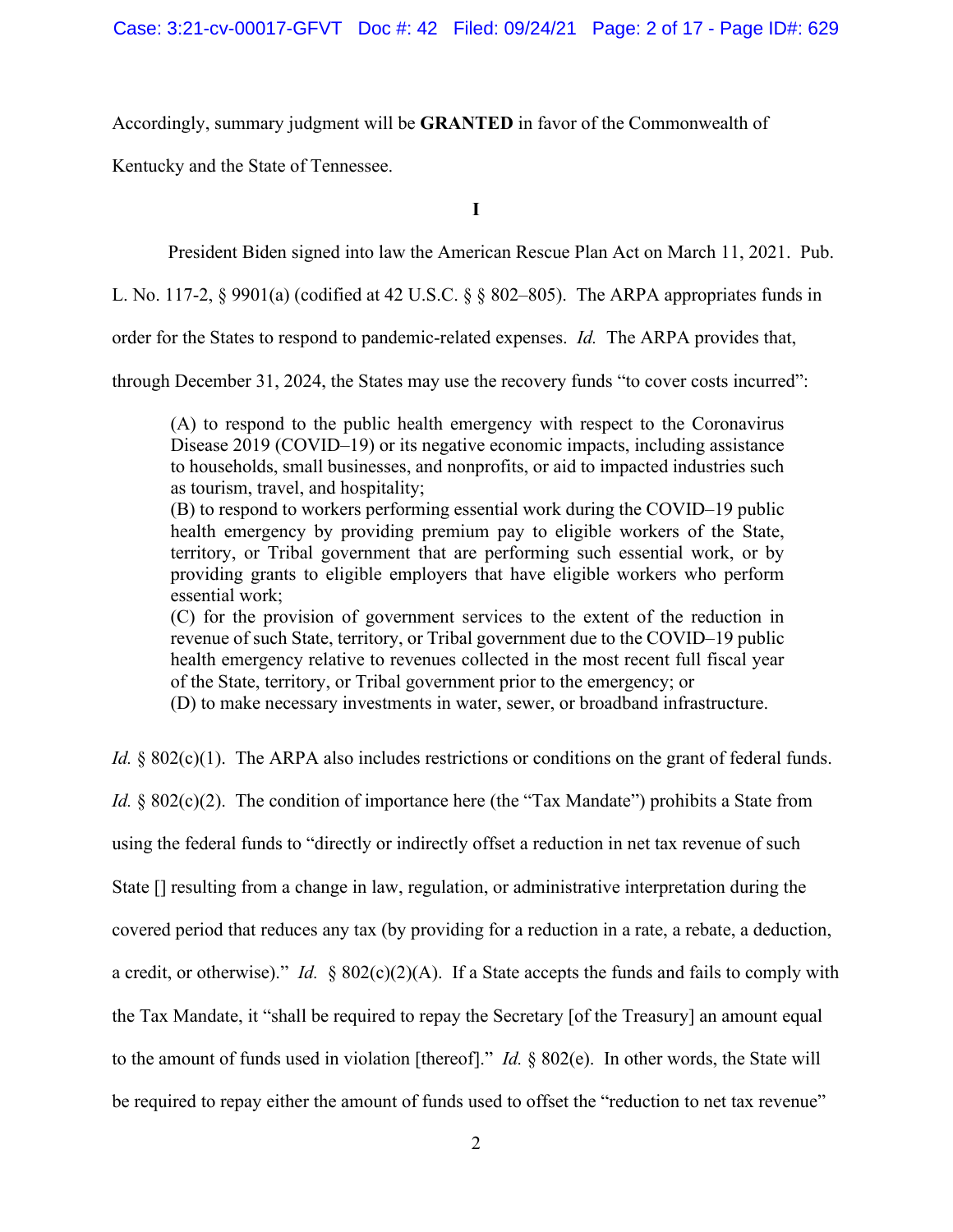Accordingly, summary judgment will be **GRANTED** in favor of the Commonwealth of Kentucky and the State of Tennessee.

**I**

President Biden signed into law the American Rescue Plan Act on March 11, 2021. Pub. L. No. 117-2, § 9901(a) (codified at 42 U.S.C. § § 802–805). The ARPA appropriates funds in order for the States to respond to pandemic-related expenses. *Id.* The ARPA provides that, through December 31, 2024, the States may use the recovery funds "to cover costs incurred":

> (A) to respond to the public health emergency with respect to the Coronavirus Disease 2019 (COVID–19) or its negative economic impacts, including assistance to households, small businesses, and nonprofits, or aid to impacted industries such as tourism, travel, and hospitality;
> (B) to respond to workers performing essential work during the COVID–19 public health emergency by providing premium pay to eligible workers of the State, territory, or Tribal government that are performing such essential work, or by providing grants to eligible employers that have eligible workers who perform essential work;
> (C) for the provision of government services to the extent of the reduction in revenue of such State, territory, or Tribal government due to the COVID–19 public health emergency relative to revenues collected in the most recent full fiscal year of the State, territory, or Tribal government prior to the emergency; or
> (D) to make necessary investments in water, sewer, or broadband infrastructure.

*Id.* § 802(c)(1). The ARPA also includes restrictions or conditions on the grant of federal funds. *Id.* § 802(c)(2). The condition of importance here (the "Tax Mandate") prohibits a State from using the federal funds to "directly or indirectly offset a reduction in net tax revenue of such State [] resulting from a change in law, regulation, or administrative interpretation during the covered period that reduces any tax (by providing for a reduction in a rate, a rebate, a deduction, a credit, or otherwise)." *Id.* § 802(c)(2)(A). If a State accepts the funds and fails to comply with the Tax Mandate, it "shall be required to repay the Secretary [of the Treasury] an amount equal to the amount of funds used in violation [thereof]." *Id.* § 802(e). In other words, the State will be required to repay either the amount of funds used to offset the "reduction to net tax revenue"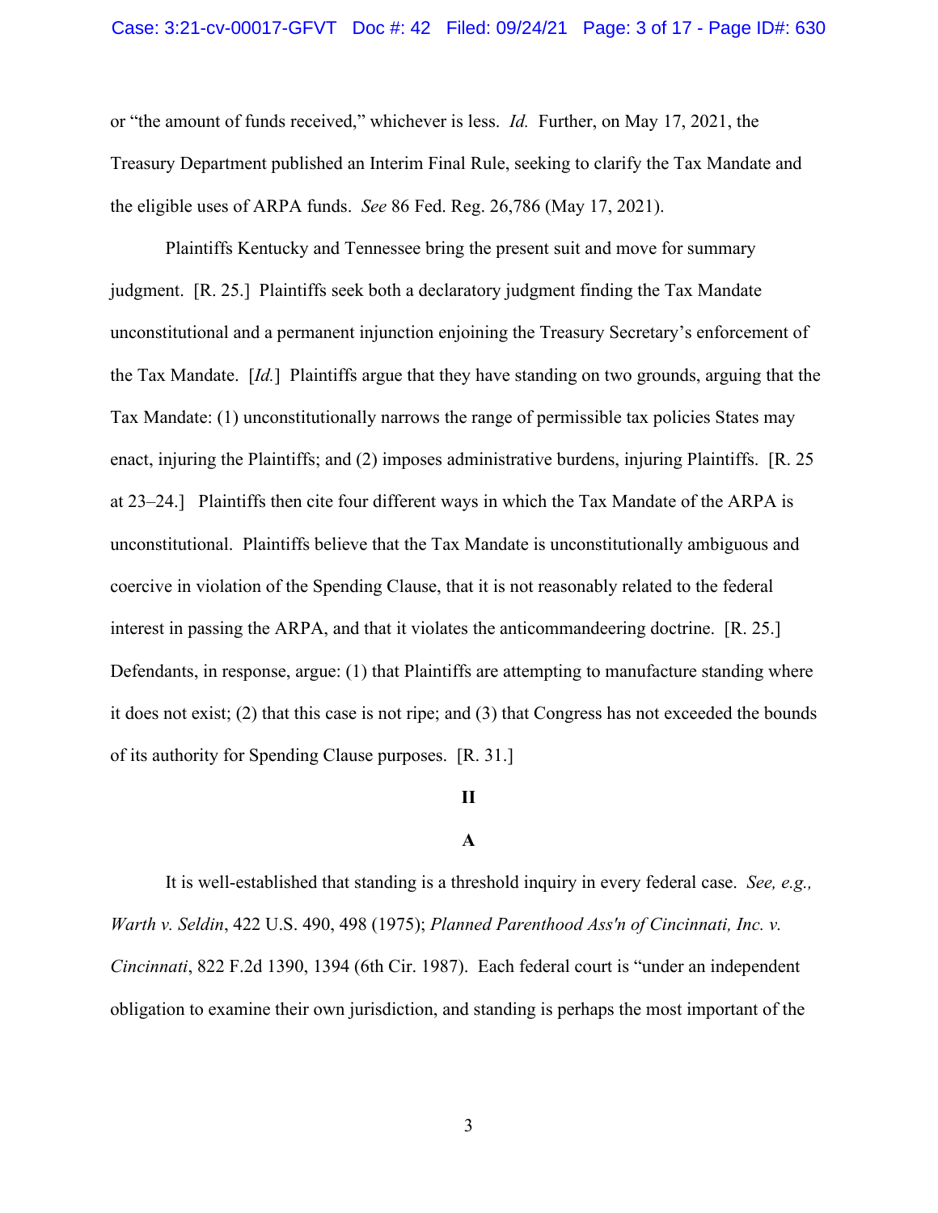or "the amount of funds received," whichever is less. *Id.* Further, on May 17, 2021, the Treasury Department published an Interim Final Rule, seeking to clarify the Tax Mandate and the eligible uses of ARPA funds. *See* 86 Fed. Reg. 26,786 (May 17, 2021).

Plaintiffs Kentucky and Tennessee bring the present suit and move for summary judgment. [R. 25.] Plaintiffs seek both a declaratory judgment finding the Tax Mandate unconstitutional and a permanent injunction enjoining the Treasury Secretary's enforcement of the Tax Mandate. [*Id.*] Plaintiffs argue that they have standing on two grounds, arguing that the Tax Mandate: (1) unconstitutionally narrows the range of permissible tax policies States may enact, injuring the Plaintiffs; and (2) imposes administrative burdens, injuring Plaintiffs. [R. 25 at 23–24.] Plaintiffs then cite four different ways in which the Tax Mandate of the ARPA is unconstitutional. Plaintiffs believe that the Tax Mandate is unconstitutionally ambiguous and coercive in violation of the Spending Clause, that it is not reasonably related to the federal interest in passing the ARPA, and that it violates the anticommandeering doctrine. [R. 25.] Defendants, in response, argue: (1) that Plaintiffs are attempting to manufacture standing where it does not exist; (2) that this case is not ripe; and (3) that Congress has not exceeded the bounds of its authority for Spending Clause purposes. [R. 31.]

## II

### A

It is well-established that standing is a threshold inquiry in every federal case. *See, e.g., Warth v. Seldin*, 422 U.S. 490, 498 (1975); *Planned Parenthood Ass'n of Cincinnati, Inc. v. Cincinnati*, 822 F.2d 1390, 1394 (6th Cir. 1987). Each federal court is "under an independent obligation to examine their own jurisdiction, and standing is perhaps the most important of the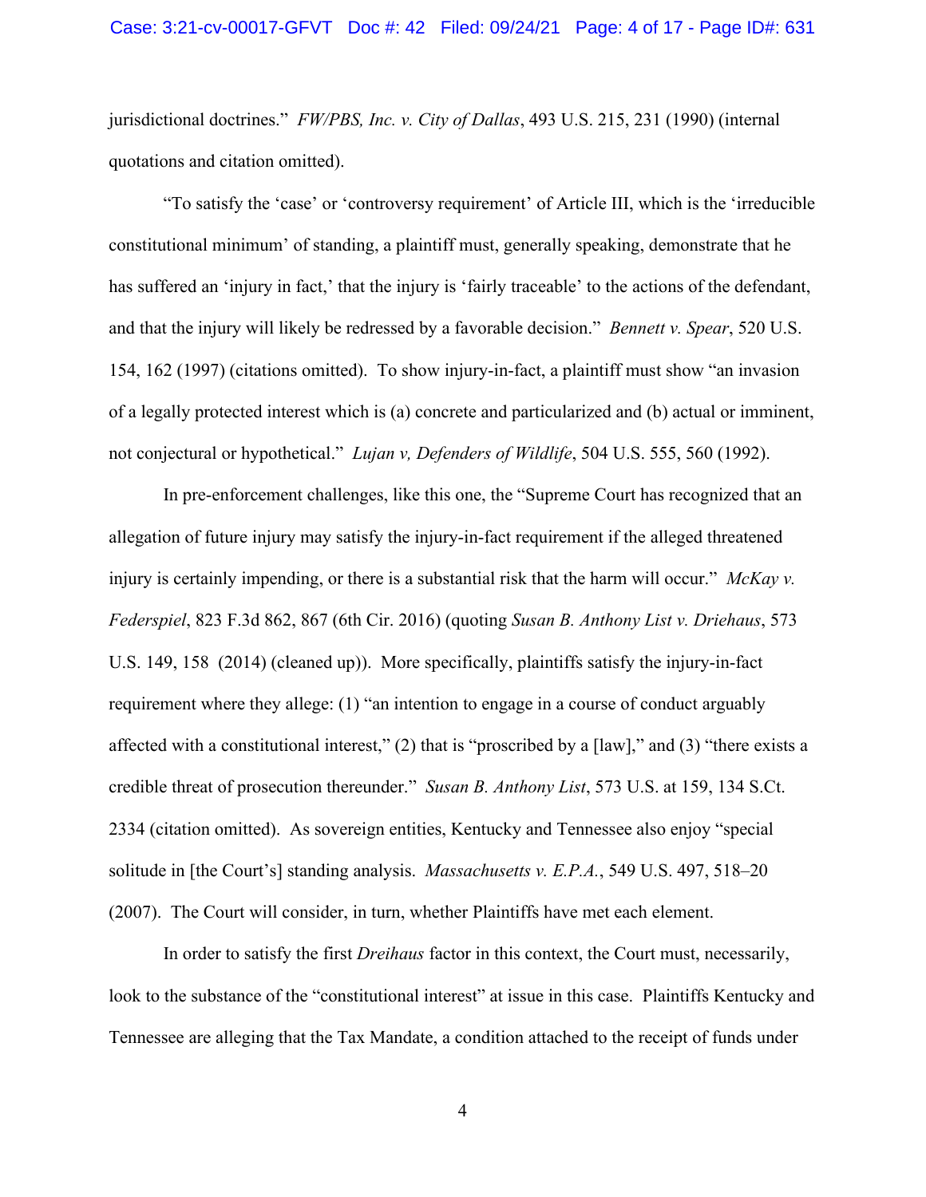jurisdictional doctrines." *FW/PBS, Inc. v. City of Dallas*, 493 U.S. 215, 231 (1990) (internal quotations and citation omitted).

"To satisfy the 'case' or 'controversy requirement' of Article III, which is the 'irreducible constitutional minimum' of standing, a plaintiff must, generally speaking, demonstrate that he has suffered an 'injury in fact,' that the injury is 'fairly traceable' to the actions of the defendant, and that the injury will likely be redressed by a favorable decision." *Bennett v. Spear*, 520 U.S. 154, 162 (1997) (citations omitted). To show injury-in-fact, a plaintiff must show "an invasion of a legally protected interest which is (a) concrete and particularized and (b) actual or imminent, not conjectural or hypothetical." *Lujan v, Defenders of Wildlife*, 504 U.S. 555, 560 (1992).

In pre-enforcement challenges, like this one, the "Supreme Court has recognized that an allegation of future injury may satisfy the injury-in-fact requirement if the alleged threatened injury is certainly impending, or there is a substantial risk that the harm will occur." *McKay v. Federspiel*, 823 F.3d 862, 867 (6th Cir. 2016) (quoting *Susan B. Anthony List v. Driehaus*, 573 U.S. 149, 158 (2014) (cleaned up)). More specifically, plaintiffs satisfy the injury-in-fact requirement where they allege: (1) "an intention to engage in a course of conduct arguably affected with a constitutional interest," (2) that is "proscribed by a [law]," and (3) "there exists a credible threat of prosecution thereunder." *Susan B. Anthony List*, 573 U.S. at 159, 134 S.Ct. 2334 (citation omitted). As sovereign entities, Kentucky and Tennessee also enjoy "special solitude in [the Court's] standing analysis. *Massachusetts v. E.P.A.*, 549 U.S. 497, 518–20 (2007). The Court will consider, in turn, whether Plaintiffs have met each element.

In order to satisfy the first *Dreihaus* factor in this context, the Court must, necessarily, look to the substance of the "constitutional interest" at issue in this case. Plaintiffs Kentucky and Tennessee are alleging that the Tax Mandate, a condition attached to the receipt of funds under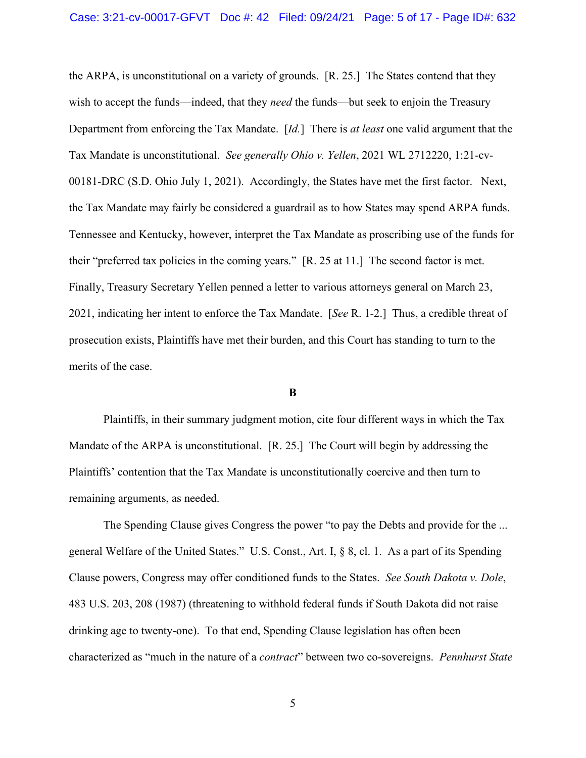the ARPA, is unconstitutional on a variety of grounds. [R. 25.] The States contend that they wish to accept the funds—indeed, that they *need* the funds—but seek to enjoin the Treasury Department from enforcing the Tax Mandate. [*Id.*] There is *at least* one valid argument that the Tax Mandate is unconstitutional. *See generally Ohio v. Yellen*, 2021 WL 2712220, 1:21-cv-00181-DRC (S.D. Ohio July 1, 2021). Accordingly, the States have met the first factor. Next, the Tax Mandate may fairly be considered a guardrail as to how States may spend ARPA funds. Tennessee and Kentucky, however, interpret the Tax Mandate as proscribing use of the funds for their "preferred tax policies in the coming years." [R. 25 at 11.] The second factor is met. Finally, Treasury Secretary Yellen penned a letter to various attorneys general on March 23, 2021, indicating her intent to enforce the Tax Mandate. [*See* R. 1-2.] Thus, a credible threat of prosecution exists, Plaintiffs have met their burden, and this Court has standing to turn to the merits of the case.

**B**

Plaintiffs, in their summary judgment motion, cite four different ways in which the Tax Mandate of the ARPA is unconstitutional. [R. 25.] The Court will begin by addressing the Plaintiffs' contention that the Tax Mandate is unconstitutionally coercive and then turn to remaining arguments, as needed.

The Spending Clause gives Congress the power "to pay the Debts and provide for the ... general Welfare of the United States." U.S. Const., Art. I, § 8, cl. 1. As a part of its Spending Clause powers, Congress may offer conditioned funds to the States. *See South Dakota v. Dole*, 483 U.S. 203, 208 (1987) (threatening to withhold federal funds if South Dakota did not raise drinking age to twenty-one). To that end, Spending Clause legislation has often been characterized as "much in the nature of a *contract*" between two co-sovereigns. *Pennhurst State*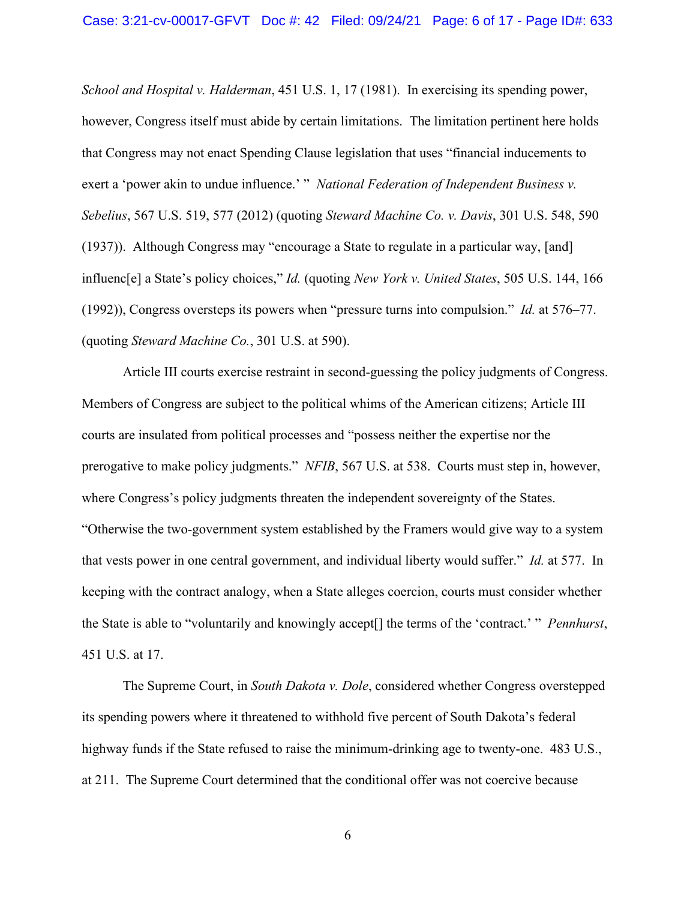*School and Hospital v. Halderman*, 451 U.S. 1, 17 (1981). In exercising its spending power, however, Congress itself must abide by certain limitations. The limitation pertinent here holds that Congress may not enact Spending Clause legislation that uses "financial inducements to exert a 'power akin to undue influence.' " *National Federation of Independent Business v. Sebelius*, 567 U.S. 519, 577 (2012) (quoting *Steward Machine Co. v. Davis*, 301 U.S. 548, 590 (1937)). Although Congress may "encourage a State to regulate in a particular way, [and] influenc[e] a State's policy choices," *Id.* (quoting *New York v. United States*, 505 U.S. 144, 166 (1992)), Congress oversteps its powers when "pressure turns into compulsion." *Id.* at 576–77. (quoting *Steward Machine Co.*, 301 U.S. at 590).

Article III courts exercise restraint in second-guessing the policy judgments of Congress. Members of Congress are subject to the political whims of the American citizens; Article III courts are insulated from political processes and "possess neither the expertise nor the prerogative to make policy judgments." *NFIB*, 567 U.S. at 538. Courts must step in, however, where Congress's policy judgments threaten the independent sovereignty of the States. "Otherwise the two-government system established by the Framers would give way to a system that vests power in one central government, and individual liberty would suffer." *Id.* at 577. In keeping with the contract analogy, when a State alleges coercion, courts must consider whether the State is able to "voluntarily and knowingly accept[] the terms of the 'contract.' " *Pennhurst*, 451 U.S. at 17.

The Supreme Court, in *South Dakota v. Dole*, considered whether Congress overstepped its spending powers where it threatened to withhold five percent of South Dakota's federal highway funds if the State refused to raise the minimum-drinking age to twenty-one. 483 U.S., at 211. The Supreme Court determined that the conditional offer was not coercive because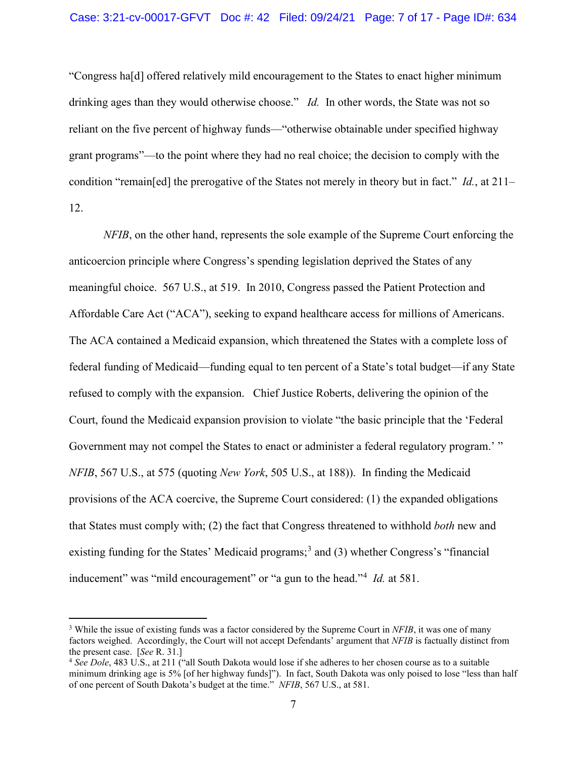"Congress ha[d] offered relatively mild encouragement to the States to enact higher minimum drinking ages than they would otherwise choose." *Id.* In other words, the State was not so reliant on the five percent of highway funds—"otherwise obtainable under specified highway grant programs"—to the point where they had no real choice; the decision to comply with the condition "remain[ed] the prerogative of the States not merely in theory but in fact." *Id.*, at 211–12.

*NFIB*, on the other hand, represents the sole example of the Supreme Court enforcing the anticoercion principle where Congress's spending legislation deprived the States of any meaningful choice. 567 U.S., at 519. In 2010, Congress passed the Patient Protection and Affordable Care Act ("ACA"), seeking to expand healthcare access for millions of Americans. The ACA contained a Medicaid expansion, which threatened the States with a complete loss of federal funding of Medicaid—funding equal to ten percent of a State's total budget—if any State refused to comply with the expansion. Chief Justice Roberts, delivering the opinion of the Court, found the Medicaid expansion provision to violate "the basic principle that the 'Federal Government may not compel the States to enact or administer a federal regulatory program.' " *NFIB*, 567 U.S., at 575 (quoting *New York*, 505 U.S., at 188)). In finding the Medicaid provisions of the ACA coercive, the Supreme Court considered: (1) the expanded obligations that States must comply with; (2) the fact that Congress threatened to withhold *both* new and existing funding for the States' Medicaid programs;[3] and (3) whether Congress's "financial inducement" was "mild encouragement" or "a gun to the head."[4] *Id.* at 581.

---

[3] While the issue of existing funds was a factor considered by the Supreme Court in *NFIB*, it was one of many factors weighed. Accordingly, the Court will not accept Defendants' argument that *NFIB* is factually distinct from the present case. [*See* R. 31.]

[4] *See Dole*, 483 U.S., at 211 ("all South Dakota would lose if she adheres to her chosen course as to a suitable minimum drinking age is 5% [of her highway funds]"). In fact, South Dakota was only poised to lose "less than half of one percent of South Dakota's budget at the time." *NFIB*, 567 U.S., at 581.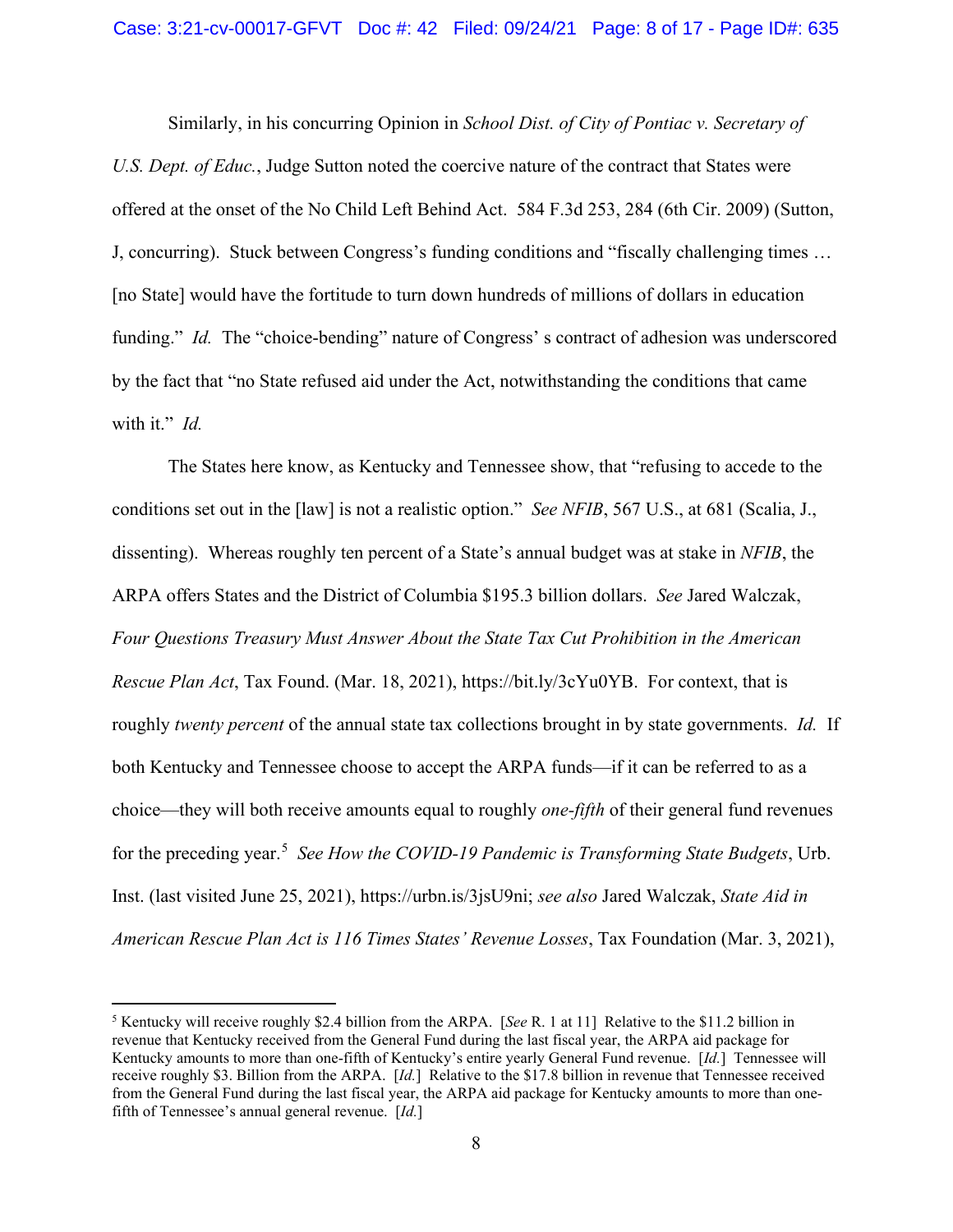Similarly, in his concurring Opinion in *School Dist. of City of Pontiac v. Secretary of U.S. Dept. of Educ.*, Judge Sutton noted the coercive nature of the contract that States were offered at the onset of the No Child Left Behind Act. 584 F.3d 253, 284 (6th Cir. 2009) (Sutton, J, concurring). Stuck between Congress's funding conditions and "fiscally challenging times … [no State] would have the fortitude to turn down hundreds of millions of dollars in education funding." *Id.* The "choice-bending" nature of Congress' s contract of adhesion was underscored by the fact that "no State refused aid under the Act, notwithstanding the conditions that came with it." *Id.*

The States here know, as Kentucky and Tennessee show, that "refusing to accede to the conditions set out in the [law] is not a realistic option." *See NFIB*, 567 U.S., at 681 (Scalia, J., dissenting). Whereas roughly ten percent of a State's annual budget was at stake in *NFIB*, the ARPA offers States and the District of Columbia $195.3 billion dollars. *See* Jared Walczak, *Four Questions Treasury Must Answer About the State Tax Cut Prohibition in the American Rescue Plan Act*, Tax Found. (Mar. 18, 2021), https://bit.ly/3cYu0YB. For context, that is roughly *twenty percent* of the annual state tax collections brought in by state governments. *Id.* If both Kentucky and Tennessee choose to accept the ARPA funds—if it can be referred to as a choice—they will both receive amounts equal to roughly *one-fifth* of their general fund revenues for the preceding year.[5] *See How the COVID-19 Pandemic is Transforming State Budgets*, Urb. Inst. (last visited June 25, 2021), https://urbn.is/3jsU9ni; *see also* Jared Walczak, *State Aid in American Rescue Plan Act is 116 Times States' Revenue Losses*, Tax Foundation (Mar. 3, 2021),

---

[5] Kentucky will receive roughly $2.4 billion from the ARPA. [*See* R. 1 at 11] Relative to the $11.2 billion in revenue that Kentucky received from the General Fund during the last fiscal year, the ARPA aid package for Kentucky amounts to more than one-fifth of Kentucky's entire yearly General Fund revenue. [*Id.*] Tennessee will receive roughly $3. Billion from the ARPA. [*Id.*] Relative to the $17.8 billion in revenue that Tennessee received from the General Fund during the last fiscal year, the ARPA aid package for Kentucky amounts to more than one-fifth of Tennessee's annual general revenue. [*Id.*]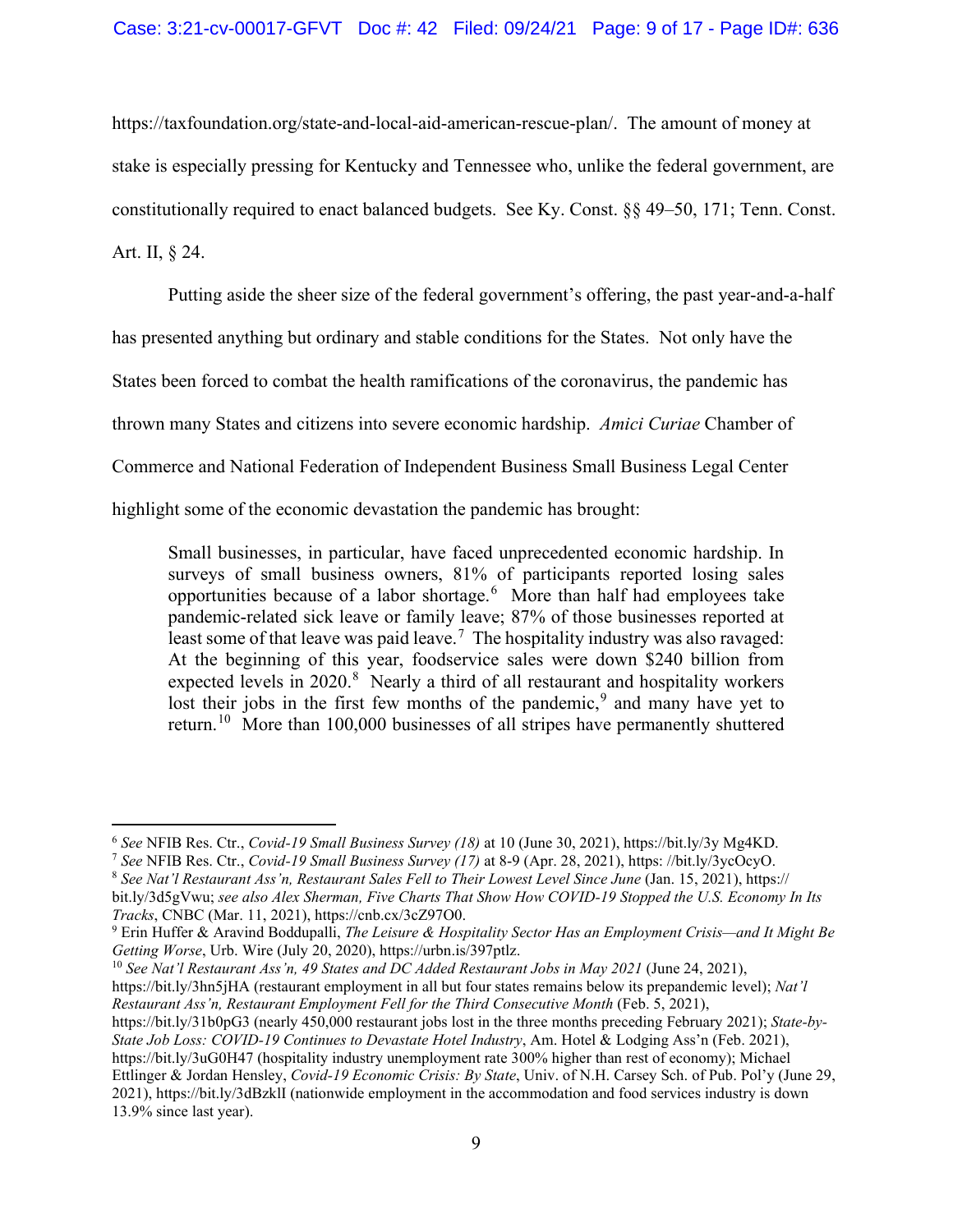https://taxfoundation.org/state-and-local-aid-american-rescue-plan/. The amount of money at stake is especially pressing for Kentucky and Tennessee who, unlike the federal government, are constitutionally required to enact balanced budgets. See Ky. Const. §§ 49–50, 171; Tenn. Const. Art. II, § 24.

Putting aside the sheer size of the federal government's offering, the past year-and-a-half has presented anything but ordinary and stable conditions for the States. Not only have the States been forced to combat the health ramifications of the coronavirus, the pandemic has thrown many States and citizens into severe economic hardship. *Amici Curiae* Chamber of Commerce and National Federation of Independent Business Small Business Legal Center highlight some of the economic devastation the pandemic has brought:

> Small businesses, in particular, have faced unprecedented economic hardship. In surveys of small business owners, 81% of participants reported losing sales opportunities because of a labor shortage.[6] More than half had employees take pandemic-related sick leave or family leave; 87% of those businesses reported at least some of that leave was paid leave.[7] The hospitality industry was also ravaged: At the beginning of this year, foodservice sales were down $240 billion from expected levels in 2020.[8] Nearly a third of all restaurant and hospitality workers lost their jobs in the first few months of the pandemic,[9] and many have yet to return.[10] More than 100,000 businesses of all stripes have permanently shuttered

---

[6] *See* NFIB Res. Ctr., *Covid-19 Small Business Survey (18)* at 10 (June 30, 2021), https://bit.ly/3y Mg4KD.

[7] *See* NFIB Res. Ctr., *Covid-19 Small Business Survey (17)* at 8-9 (Apr. 28, 2021), https: //bit.ly/3ycOcyO.

[8] *See Nat'l Restaurant Ass'n, Restaurant Sales Fell to Their Lowest Level Since June* (Jan. 15, 2021), https:// bit.ly/3d5gVwu; *see also Alex Sherman, Five Charts That Show How COVID-19 Stopped the U.S. Economy In Its Tracks*, CNBC (Mar. 11, 2021), https://cnb.cx/3cZ97O0.

[9] Erin Huffer & Aravind Boddupalli, *The Leisure & Hospitality Sector Has an Employment Crisis—and It Might Be Getting Worse*, Urb. Wire (July 20, 2020), https://urbn.is/397ptlz.

[10] *See Nat'l Restaurant Ass'n, 49 States and DC Added Restaurant Jobs in May 2021* (June 24, 2021), https://bit.ly/3hn5jHA (restaurant employment in all but four states remains below its prepandemic level); *Nat'l Restaurant Ass'n, Restaurant Employment Fell for the Third Consecutive Month* (Feb. 5, 2021), https://bit.ly/31b0pG3 (nearly 450,000 restaurant jobs lost in the three months preceding February 2021); *State-by-State Job Loss: COVID-19 Continues to Devastate Hotel Industry*, Am. Hotel & Lodging Ass'n (Feb. 2021), https://bit.ly/3uG0H47 (hospitality industry unemployment rate 300% higher than rest of economy); Michael Ettlinger & Jordan Hensley, *Covid-19 Economic Crisis: By State*, Univ. of N.H. Carsey Sch. of Pub. Pol'y (June 29, 2021), https://bit.ly/3dBzklI (nationwide employment in the accommodation and food services industry is down 13.9% since last year).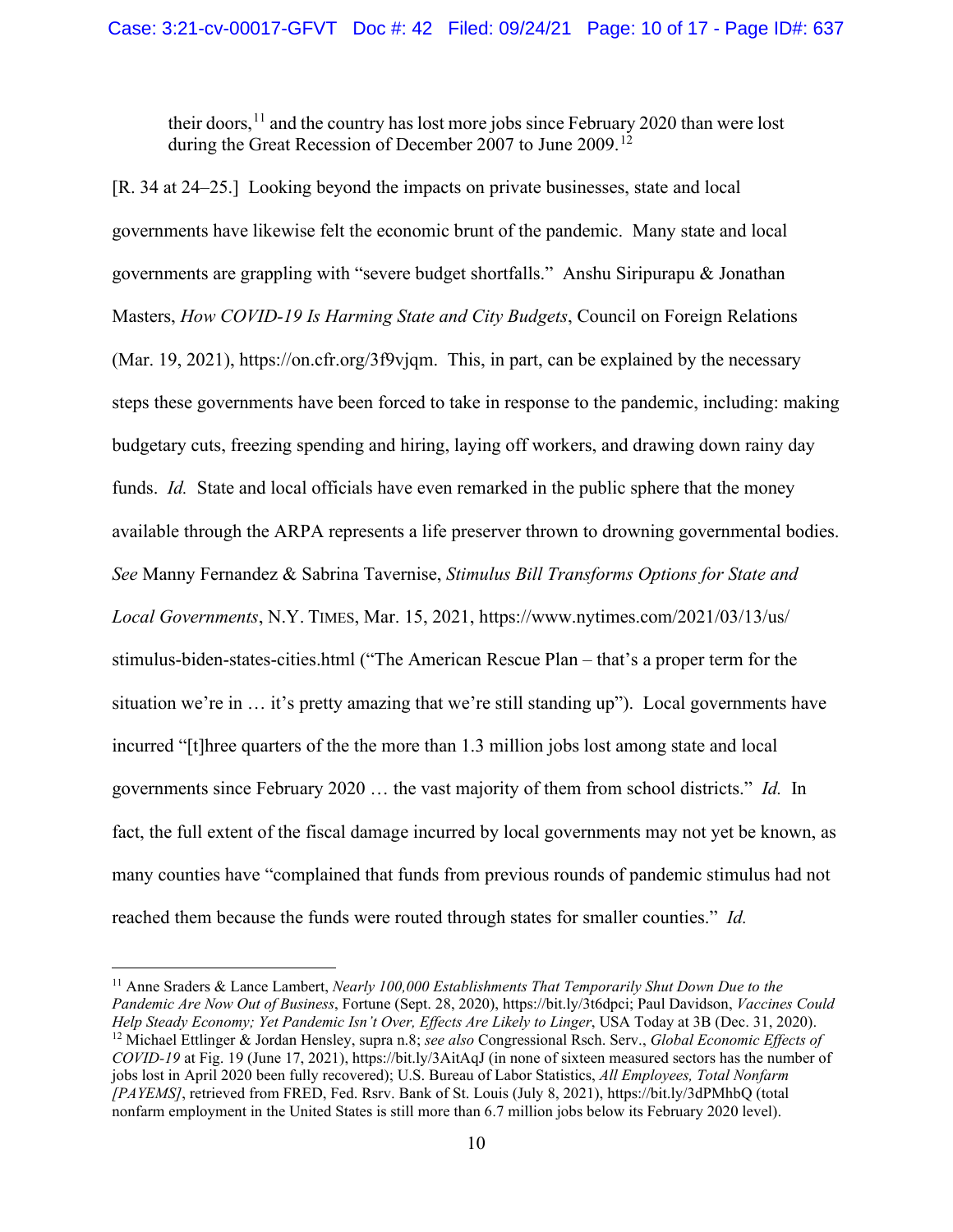their doors,[11] and the country has lost more jobs since February 2020 than were lost during the Great Recession of December 2007 to June 2009.[12]

[R. 34 at 24–25.] Looking beyond the impacts on private businesses, state and local governments have likewise felt the economic brunt of the pandemic. Many state and local governments are grappling with "severe budget shortfalls." Anshu Siripurapu & Jonathan Masters, *How COVID-19 Is Harming State and City Budgets*, Council on Foreign Relations (Mar. 19, 2021), https://on.cfr.org/3f9vjqm. This, in part, can be explained by the necessary steps these governments have been forced to take in response to the pandemic, including: making budgetary cuts, freezing spending and hiring, laying off workers, and drawing down rainy day funds. *Id.* State and local officials have even remarked in the public sphere that the money available through the ARPA represents a life preserver thrown to drowning governmental bodies. *See* Manny Fernandez & Sabrina Tavernise, *Stimulus Bill Transforms Options for State and Local Governments*, N.Y. TIMES, Mar. 15, 2021, https://www.nytimes.com/2021/03/13/us/stimulus-biden-states-cities.html ("The American Rescue Plan – that's a proper term for the situation we're in … it's pretty amazing that we're still standing up"). Local governments have incurred "[t]hree quarters of the the more than 1.3 million jobs lost among state and local governments since February 2020 … the vast majority of them from school districts." *Id.* In fact, the full extent of the fiscal damage incurred by local governments may not yet be known, as many counties have "complained that funds from previous rounds of pandemic stimulus had not reached them because the funds were routed through states for smaller counties." *Id.*

---

[11] Anne Sraders & Lance Lambert, *Nearly 100,000 Establishments That Temporarily Shut Down Due to the Pandemic Are Now Out of Business*, Fortune (Sept. 28, 2020), https://bit.ly/3t6dpci; Paul Davidson, *Vaccines Could Help Steady Economy; Yet Pandemic Isn't Over, Effects Are Likely to Linger*, USA Today at 3B (Dec. 31, 2020).

[12] Michael Ettlinger & Jordan Hensley, supra n.8; *see also* Congressional Rsch. Serv., *Global Economic Effects of COVID-19* at Fig. 19 (June 17, 2021), https://bit.ly/3AitAqJ (in none of sixteen measured sectors has the number of jobs lost in April 2020 been fully recovered); U.S. Bureau of Labor Statistics, *All Employees, Total Nonfarm [PAYEMS]*, retrieved from FRED, Fed. Rsrv. Bank of St. Louis (July 8, 2021), https://bit.ly/3dPMhbQ (total nonfarm employment in the United States is still more than 6.7 million jobs below its February 2020 level).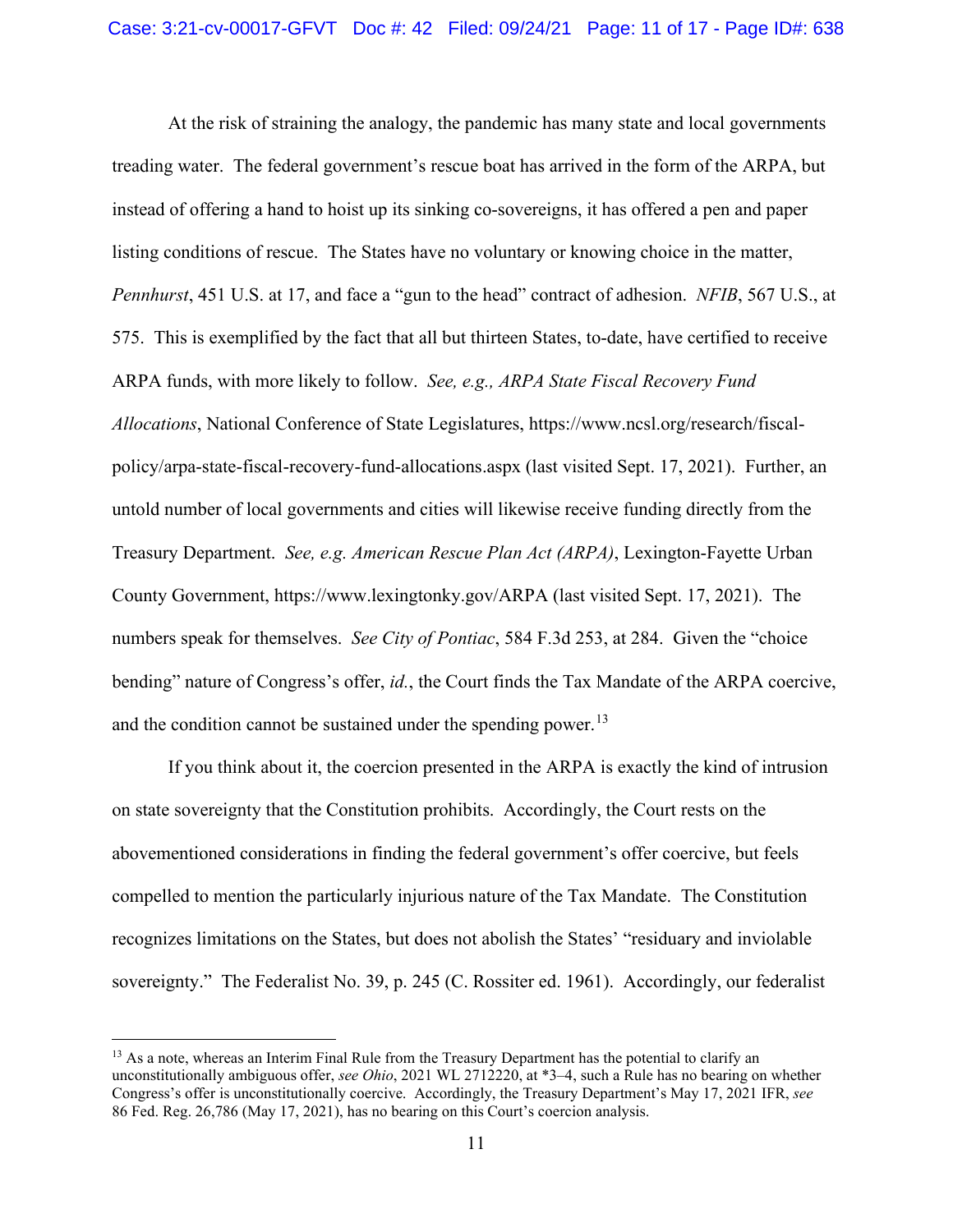At the risk of straining the analogy, the pandemic has many state and local governments treading water. The federal government's rescue boat has arrived in the form of the ARPA, but instead of offering a hand to hoist up its sinking co-sovereigns, it has offered a pen and paper listing conditions of rescue. The States have no voluntary or knowing choice in the matter, *Pennhurst*, 451 U.S. at 17, and face a "gun to the head" contract of adhesion. *NFIB*, 567 U.S., at 575. This is exemplified by the fact that all but thirteen States, to-date, have certified to receive ARPA funds, with more likely to follow. *See, e.g., ARPA State Fiscal Recovery Fund Allocations*, National Conference of State Legislatures, https://www.ncsl.org/research/fiscal-policy/arpa-state-fiscal-recovery-fund-allocations.aspx (last visited Sept. 17, 2021). Further, an untold number of local governments and cities will likewise receive funding directly from the Treasury Department. *See, e.g. American Rescue Plan Act (ARPA)*, Lexington-Fayette Urban County Government, https://www.lexingtonky.gov/ARPA (last visited Sept. 17, 2021). The numbers speak for themselves. *See City of Pontiac*, 584 F.3d 253, at 284. Given the "choice bending" nature of Congress's offer, *id.*, the Court finds the Tax Mandate of the ARPA coercive, and the condition cannot be sustained under the spending power.[13]

If you think about it, the coercion presented in the ARPA is exactly the kind of intrusion on state sovereignty that the Constitution prohibits. Accordingly, the Court rests on the abovementioned considerations in finding the federal government's offer coercive, but feels compelled to mention the particularly injurious nature of the Tax Mandate. The Constitution recognizes limitations on the States, but does not abolish the States' "residuary and inviolable sovereignty." The Federalist No. 39, p. 245 (C. Rossiter ed. 1961). Accordingly, our federalist

[13] As a note, whereas an Interim Final Rule from the Treasury Department has the potential to clarify an unconstitutionally ambiguous offer, *see Ohio*, 2021 WL 2712220, at \*3–4, such a Rule has no bearing on whether Congress's offer is unconstitutionally coercive. Accordingly, the Treasury Department's May 17, 2021 IFR, *see* 86 Fed. Reg. 26,786 (May 17, 2021), has no bearing on this Court's coercion analysis.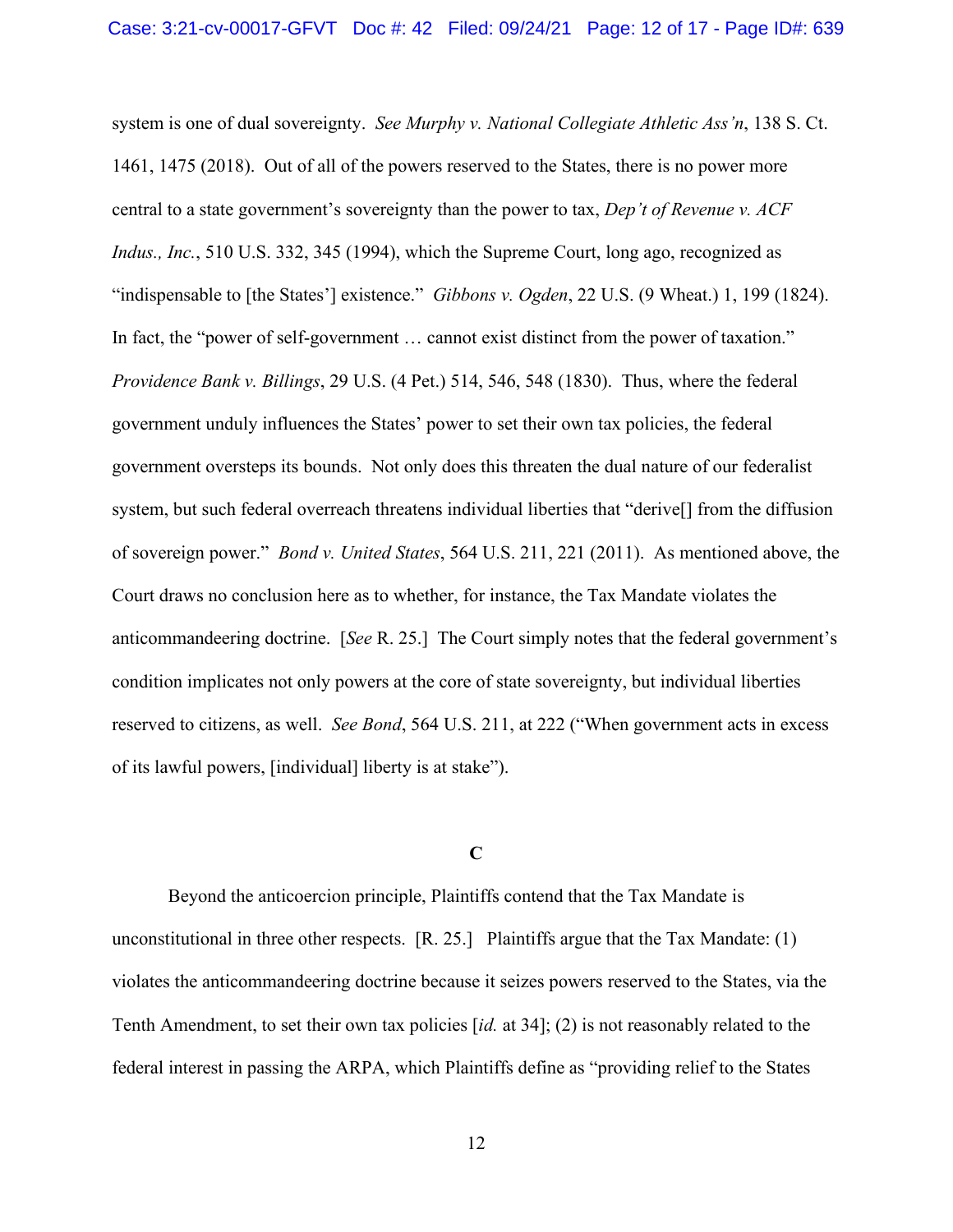system is one of dual sovereignty. *See Murphy v. National Collegiate Athletic Ass'n*, 138 S. Ct. 1461, 1475 (2018). Out of all of the powers reserved to the States, there is no power more central to a state government's sovereignty than the power to tax, *Dep't of Revenue v. ACF Indus., Inc.*, 510 U.S. 332, 345 (1994), which the Supreme Court, long ago, recognized as "indispensable to [the States'] existence." *Gibbons v. Ogden*, 22 U.S. (9 Wheat.) 1, 199 (1824). In fact, the "power of self-government … cannot exist distinct from the power of taxation." *Providence Bank v. Billings*, 29 U.S. (4 Pet.) 514, 546, 548 (1830). Thus, where the federal government unduly influences the States' power to set their own tax policies, the federal government oversteps its bounds. Not only does this threaten the dual nature of our federalist system, but such federal overreach threatens individual liberties that "derive[] from the diffusion of sovereign power." *Bond v. United States*, 564 U.S. 211, 221 (2011). As mentioned above, the Court draws no conclusion here as to whether, for instance, the Tax Mandate violates the anticommandeering doctrine. [*See* R. 25.] The Court simply notes that the federal government's condition implicates not only powers at the core of state sovereignty, but individual liberties reserved to citizens, as well. *See Bond*, 564 U.S. 211, at 222 ("When government acts in excess of its lawful powers, [individual] liberty is at stake").

### C

Beyond the anticoercion principle, Plaintiffs contend that the Tax Mandate is unconstitutional in three other respects. [R. 25.] Plaintiffs argue that the Tax Mandate: (1) violates the anticommandeering doctrine because it seizes powers reserved to the States, via the Tenth Amendment, to set their own tax policies [*id.* at 34]; (2) is not reasonably related to the federal interest in passing the ARPA, which Plaintiffs define as "providing relief to the States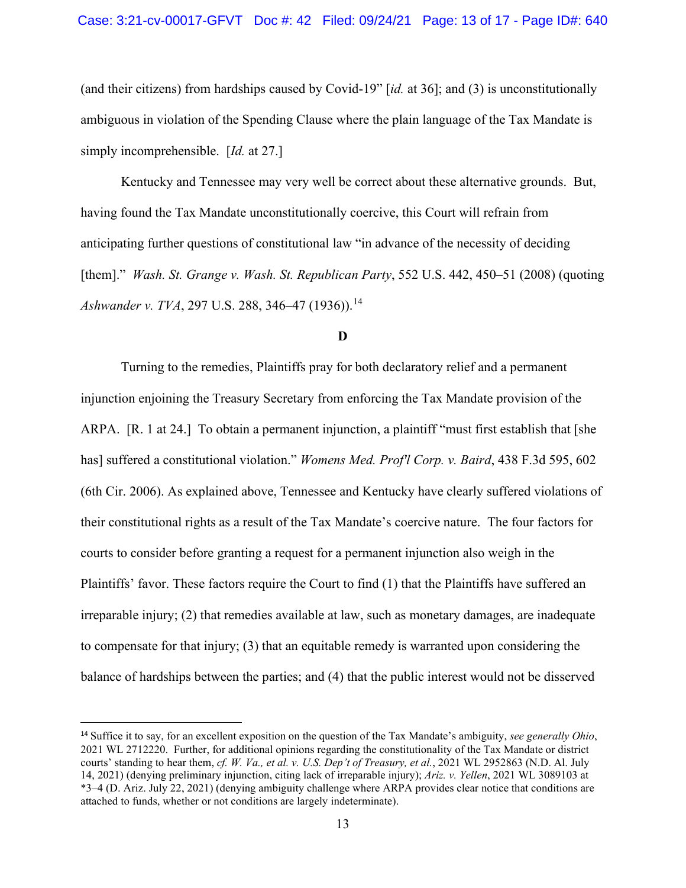(and their citizens) from hardships caused by Covid-19" [*id.* at 36]; and (3) is unconstitutionally ambiguous in violation of the Spending Clause where the plain language of the Tax Mandate is simply incomprehensible. [*Id.* at 27.]

Kentucky and Tennessee may very well be correct about these alternative grounds. But, having found the Tax Mandate unconstitutionally coercive, this Court will refrain from anticipating further questions of constitutional law "in advance of the necessity of deciding [them]." *Wash. St. Grange v. Wash. St. Republican Party*, 552 U.S. 442, 450–51 (2008) (quoting *Ashwander v. TVA*, 297 U.S. 288, 346–47 (1936)).[14]

**D**

Turning to the remedies, Plaintiffs pray for both declaratory relief and a permanent injunction enjoining the Treasury Secretary from enforcing the Tax Mandate provision of the ARPA. [R. 1 at 24.] To obtain a permanent injunction, a plaintiff "must first establish that [she has] suffered a constitutional violation." *Womens Med. Prof'l Corp. v. Baird*, 438 F.3d 595, 602 (6th Cir. 2006). As explained above, Tennessee and Kentucky have clearly suffered violations of their constitutional rights as a result of the Tax Mandate's coercive nature. The four factors for courts to consider before granting a request for a permanent injunction also weigh in the Plaintiffs' favor. These factors require the Court to find (1) that the Plaintiffs have suffered an irreparable injury; (2) that remedies available at law, such as monetary damages, are inadequate to compensate for that injury; (3) that an equitable remedy is warranted upon considering the balance of hardships between the parties; and (4) that the public interest would not be disserved

---

[14] Suffice it to say, for an excellent exposition on the question of the Tax Mandate's ambiguity, *see generally Ohio*, 2021 WL 2712220. Further, for additional opinions regarding the constitutionality of the Tax Mandate or district courts' standing to hear them, *cf. W. Va., et al. v. U.S. Dep't of Treasury, et al.*, 2021 WL 2952863 (N.D. Al. July 14, 2021) (denying preliminary injunction, citing lack of irreparable injury); *Ariz. v. Yellen*, 2021 WL 3089103 at *3–4 (D. Ariz. July 22, 2021) (denying ambiguity challenge where ARPA provides clear notice that conditions are attached to funds, whether or not conditions are largely indeterminate).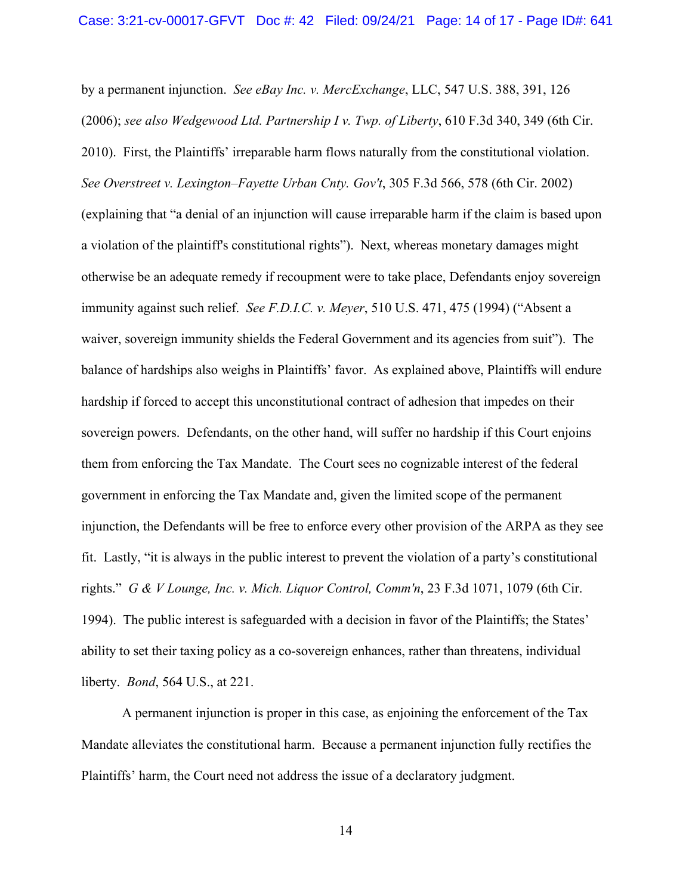by a permanent injunction. *See eBay Inc. v. MercExchange*, LLC, 547 U.S. 388, 391, 126 (2006); *see also Wedgewood Ltd. Partnership I v. Twp. of Liberty*, 610 F.3d 340, 349 (6th Cir. 2010). First, the Plaintiffs' irreparable harm flows naturally from the constitutional violation. *See Overstreet v. Lexington–Fayette Urban Cnty. Gov't*, 305 F.3d 566, 578 (6th Cir. 2002) (explaining that "a denial of an injunction will cause irreparable harm if the claim is based upon a violation of the plaintiff's constitutional rights"). Next, whereas monetary damages might otherwise be an adequate remedy if recoupment were to take place, Defendants enjoy sovereign immunity against such relief. *See F.D.I.C. v. Meyer*, 510 U.S. 471, 475 (1994) ("Absent a waiver, sovereign immunity shields the Federal Government and its agencies from suit"). The balance of hardships also weighs in Plaintiffs' favor. As explained above, Plaintiffs will endure hardship if forced to accept this unconstitutional contract of adhesion that impedes on their sovereign powers. Defendants, on the other hand, will suffer no hardship if this Court enjoins them from enforcing the Tax Mandate. The Court sees no cognizable interest of the federal government in enforcing the Tax Mandate and, given the limited scope of the permanent injunction, the Defendants will be free to enforce every other provision of the ARPA as they see fit. Lastly, "it is always in the public interest to prevent the violation of a party's constitutional rights." *G & V Lounge, Inc. v. Mich. Liquor Control, Comm'n*, 23 F.3d 1071, 1079 (6th Cir. 1994). The public interest is safeguarded with a decision in favor of the Plaintiffs; the States' ability to set their taxing policy as a co-sovereign enhances, rather than threatens, individual liberty. *Bond*, 564 U.S., at 221.

A permanent injunction is proper in this case, as enjoining the enforcement of the Tax Mandate alleviates the constitutional harm. Because a permanent injunction fully rectifies the Plaintiffs' harm, the Court need not address the issue of a declaratory judgment.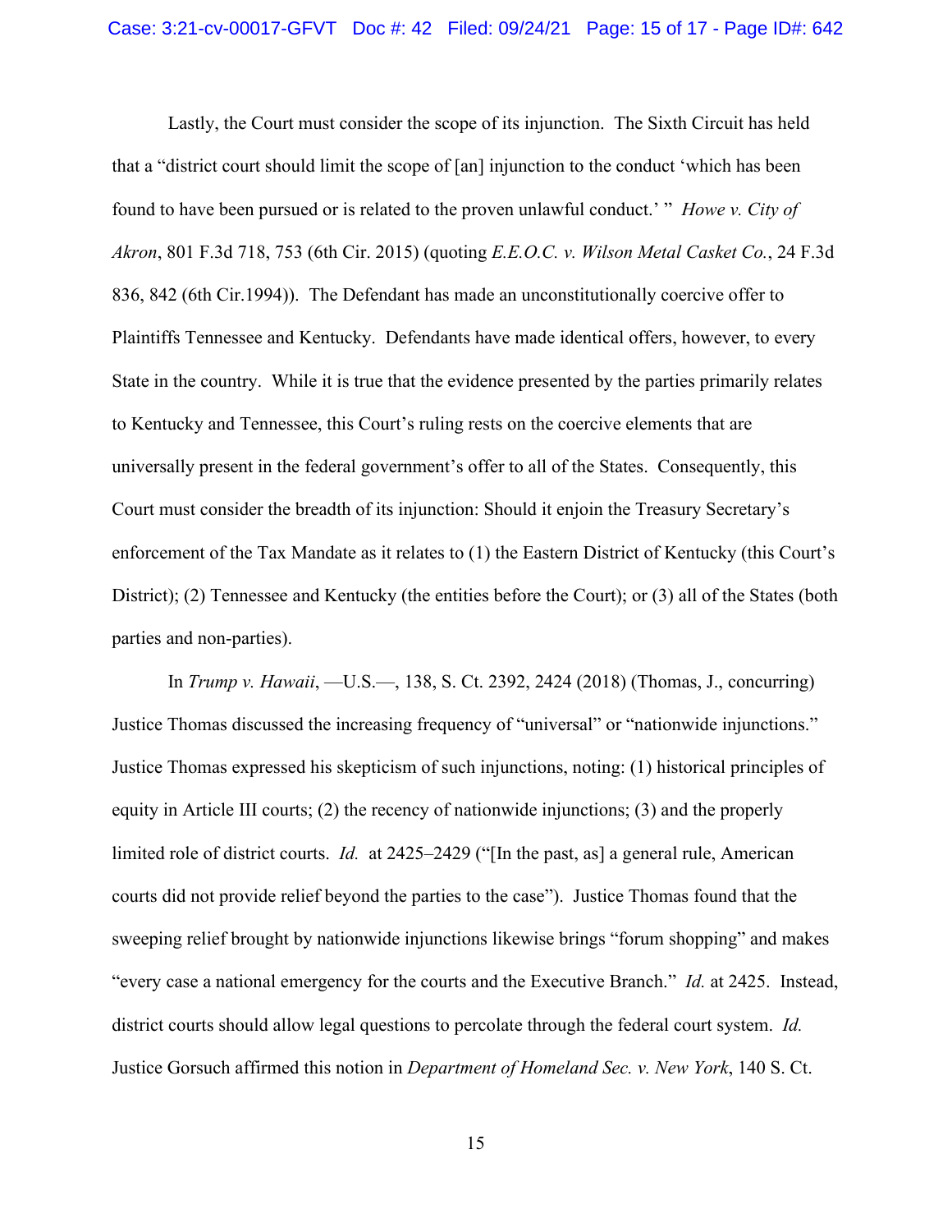Lastly, the Court must consider the scope of its injunction. The Sixth Circuit has held that a "district court should limit the scope of [an] injunction to the conduct 'which has been found to have been pursued or is related to the proven unlawful conduct.' " *Howe v. City of Akron*, 801 F.3d 718, 753 (6th Cir. 2015) (quoting *E.E.O.C. v. Wilson Metal Casket Co.*, 24 F.3d 836, 842 (6th Cir.1994)). The Defendant has made an unconstitutionally coercive offer to Plaintiffs Tennessee and Kentucky. Defendants have made identical offers, however, to every State in the country. While it is true that the evidence presented by the parties primarily relates to Kentucky and Tennessee, this Court's ruling rests on the coercive elements that are universally present in the federal government's offer to all of the States. Consequently, this Court must consider the breadth of its injunction: Should it enjoin the Treasury Secretary's enforcement of the Tax Mandate as it relates to (1) the Eastern District of Kentucky (this Court's District); (2) Tennessee and Kentucky (the entities before the Court); or (3) all of the States (both parties and non-parties).

In *Trump v. Hawaii*, —U.S.—, 138, S. Ct. 2392, 2424 (2018) (Thomas, J., concurring) Justice Thomas discussed the increasing frequency of "universal" or "nationwide injunctions." Justice Thomas expressed his skepticism of such injunctions, noting: (1) historical principles of equity in Article III courts; (2) the recency of nationwide injunctions; (3) and the properly limited role of district courts. *Id.* at 2425–2429 ("[In the past, as] a general rule, American courts did not provide relief beyond the parties to the case"). Justice Thomas found that the sweeping relief brought by nationwide injunctions likewise brings "forum shopping" and makes "every case a national emergency for the courts and the Executive Branch." *Id.* at 2425. Instead, district courts should allow legal questions to percolate through the federal court system. *Id.* Justice Gorsuch affirmed this notion in *Department of Homeland Sec. v. New York*, 140 S. Ct.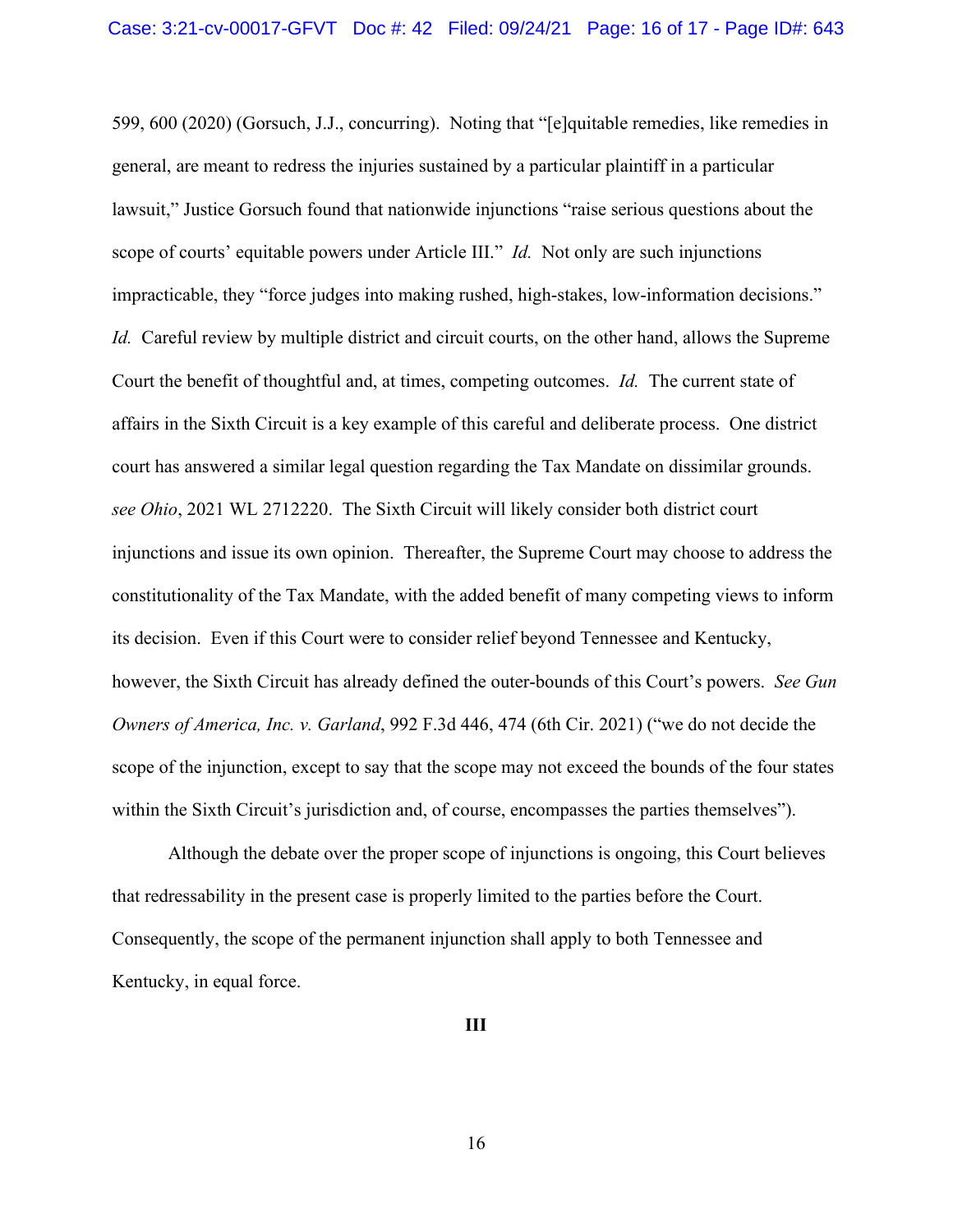599, 600 (2020) (Gorsuch, J.J., concurring). Noting that "[e]quitable remedies, like remedies in general, are meant to redress the injuries sustained by a particular plaintiff in a particular lawsuit," Justice Gorsuch found that nationwide injunctions "raise serious questions about the scope of courts' equitable powers under Article III." *Id.* Not only are such injunctions impracticable, they "force judges into making rushed, high-stakes, low-information decisions." *Id.* Careful review by multiple district and circuit courts, on the other hand, allows the Supreme Court the benefit of thoughtful and, at times, competing outcomes. *Id.* The current state of affairs in the Sixth Circuit is a key example of this careful and deliberate process. One district court has answered a similar legal question regarding the Tax Mandate on dissimilar grounds. *see Ohio*, 2021 WL 2712220. The Sixth Circuit will likely consider both district court injunctions and issue its own opinion. Thereafter, the Supreme Court may choose to address the constitutionality of the Tax Mandate, with the added benefit of many competing views to inform its decision. Even if this Court were to consider relief beyond Tennessee and Kentucky, however, the Sixth Circuit has already defined the outer-bounds of this Court's powers. *See Gun Owners of America, Inc. v. Garland*, 992 F.3d 446, 474 (6th Cir. 2021) ("we do not decide the scope of the injunction, except to say that the scope may not exceed the bounds of the four states within the Sixth Circuit's jurisdiction and, of course, encompasses the parties themselves").

Although the debate over the proper scope of injunctions is ongoing, this Court believes that redressability in the present case is properly limited to the parties before the Court. Consequently, the scope of the permanent injunction shall apply to both Tennessee and Kentucky, in equal force.

**III**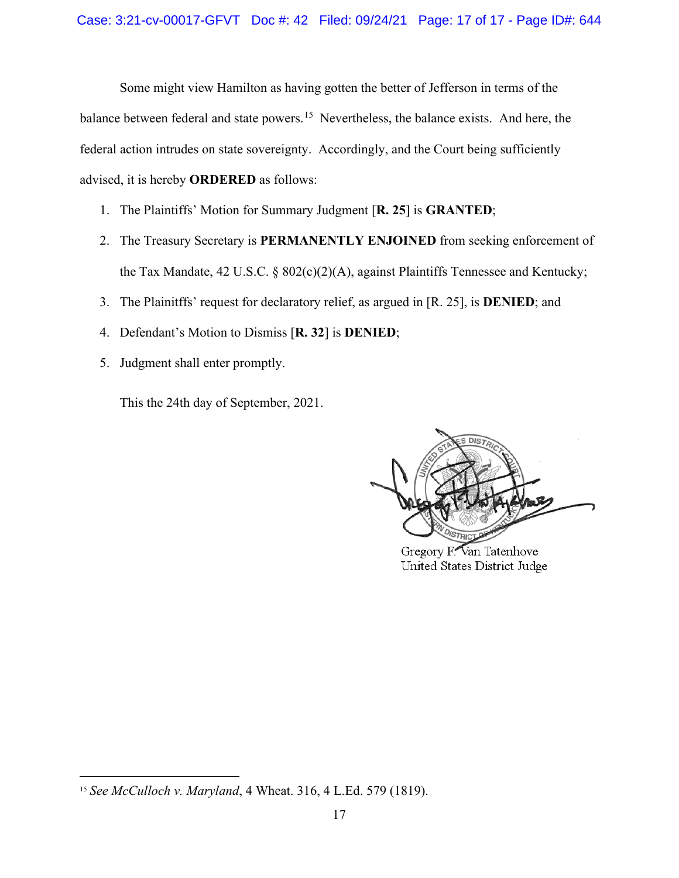Some might view Hamilton as having gotten the better of Jefferson in terms of the balance between federal and state powers.[15] Nevertheless, the balance exists. And here, the federal action intrudes on state sovereignty. Accordingly, and the Court being sufficiently advised, it is hereby **ORDERED** as follows:

1. The Plaintiffs' Motion for Summary Judgment [**R. 25**] is **GRANTED**;
2. The Treasury Secretary is **PERMANENTLY ENJOINED** from seeking enforcement of the Tax Mandate, 42 U.S.C. § 802(c)(2)(A), against Plaintiffs Tennessee and Kentucky;
3. The Plainitffs' request for declaratory relief, as argued in [R. 25], is **DENIED**; and
4. Defendant's Motion to Dismiss [**R. 32**] is **DENIED**;
5. Judgment shall enter promptly.

This the 24th day of September, 2021.

Gregory F. Van Tatenhove
United States District Judge

---

[15] *See McCulloch v. Maryland*, 4 Wheat. 316, 4 L.Ed. 579 (1819).